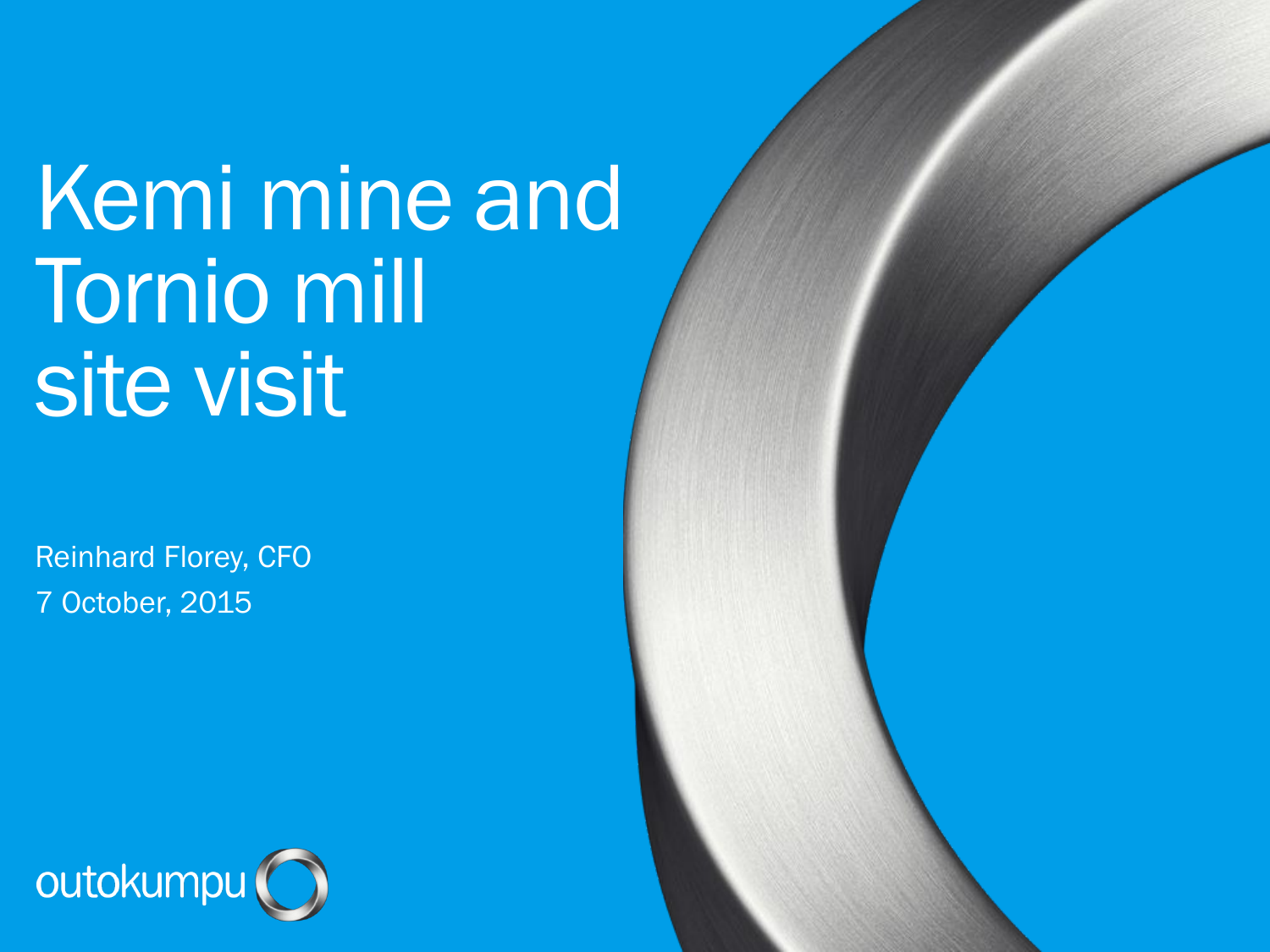# Kemi mine and Tornio mill site visit

Reinhard Florey, CFO

7 October, 2015

outokumpu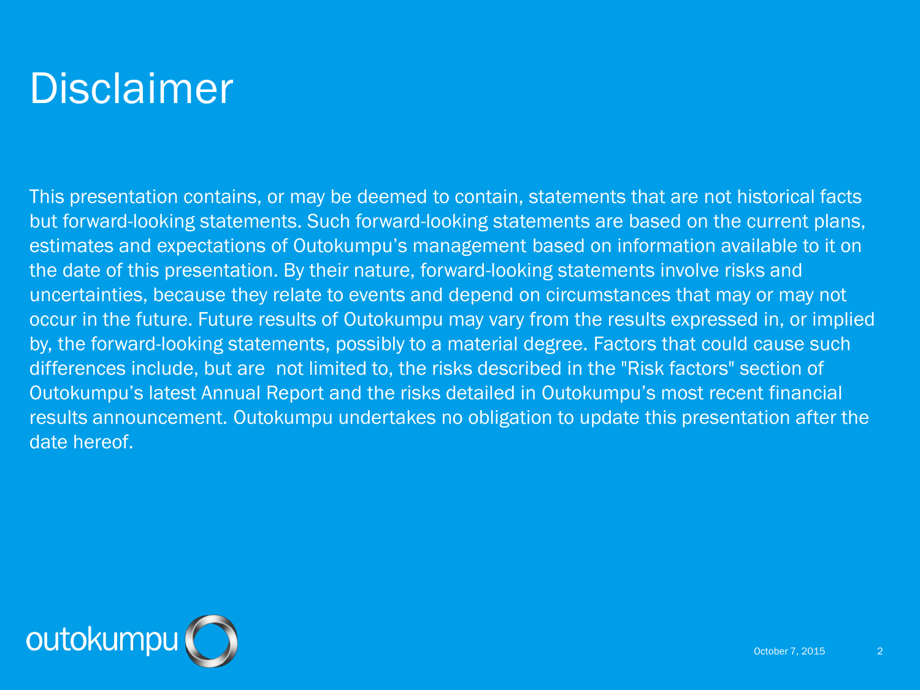# Disclaimer

This presentation contains, or may be deemed to contain, statements that are not historical facts but forward-looking statements. Such forward-looking statements are based on the current plans, estimates and expectations of Outokumpu's management based on information available to it on the date of this presentation. By their nature, forward-looking statements involve risks and uncertainties, because they relate to events and depend on circumstances that may or may not occur in the future. Future results of Outokumpu may vary from the results expressed in, or implied by, the forward-looking statements, possibly to a material degree. Factors that could cause such differences include, but are not limited to, the risks described in the "Risk factors" section of Outokumpu's latest Annual Report and the risks detailed in Outokumpu's most recent financial results announcement. Outokumpu undertakes no obligation to update this presentation after the date hereof.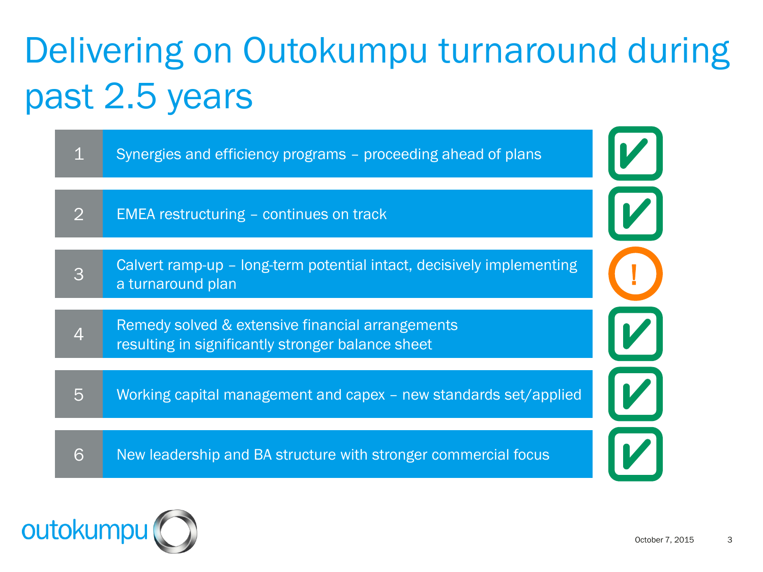# Delivering on Outokumpu turnaround during past 2.5 years

| # | Item | Status |
|---|---|---|
| 1 | Synergies and efficiency programs – proceeding ahead of plans | ✓ |
| 2 | EMEA restructuring – continues on track | ✓ |
| 3 | Calvert ramp-up – long-term potential intact, decisively implementing a turnaround plan | ! |
| 4 | Remedy solved & extensive financial arrangements resulting in significantly stronger balance sheet | ✓ |
| 5 | Working capital management and capex – new standards set/applied | ✓ |
| 6 | New leadership and BA structure with stronger commercial focus | ✓ |

October 7, 2015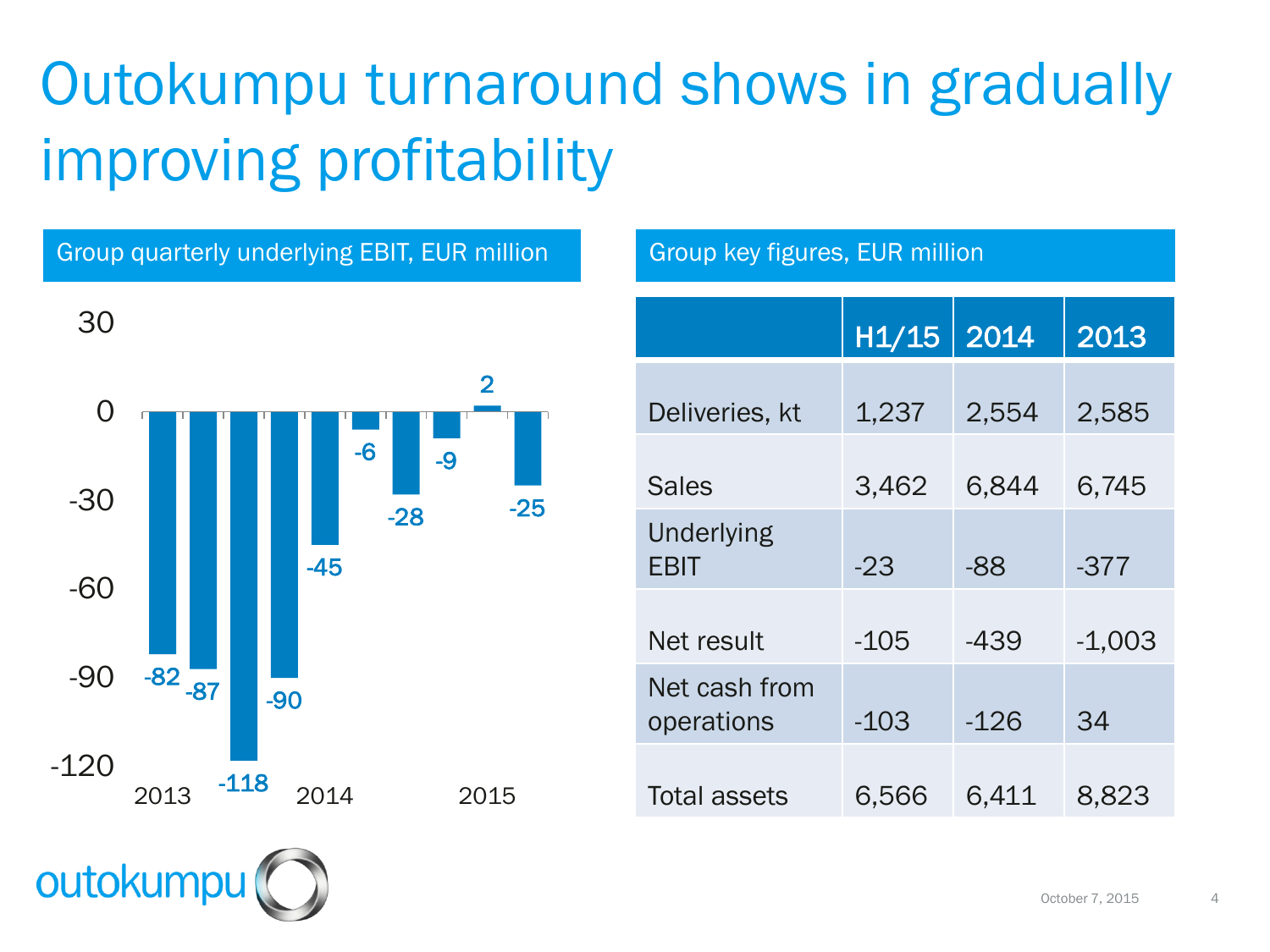# Outokumpu turnaround shows in gradually improving profitability

## Group quarterly underlying EBIT, EUR million

| Quarter | EBIT |
|---|---|
| 2013 Q1 | -82 |
| 2013 Q2 | -87 |
| 2013 Q3 | -118 |
| 2013 Q4 | -90 |
| 2014 Q1 | -45 |
| 2014 Q2 | -6 |
| 2014 Q3 | -28 |
| 2014 Q4 | -9 |
| 2015 Q1 | 2 |
| 2015 Q2 | -25 |

## Group key figures, EUR million

| | H1/15 | 2014 | 2013 |
|---|---|---|---|
| Deliveries, kt | 1,237 | 2,554 | 2,585 |
| Sales | 3,462 | 6,844 | 6,745 |
| Underlying EBIT | -23 | -88 | -377 |
| Net result | -105 | -439 | -1,003 |
| Net cash from operations | -103 | -126 | 34 |
| Total assets | 6,566 | 6,411 | 8,823 |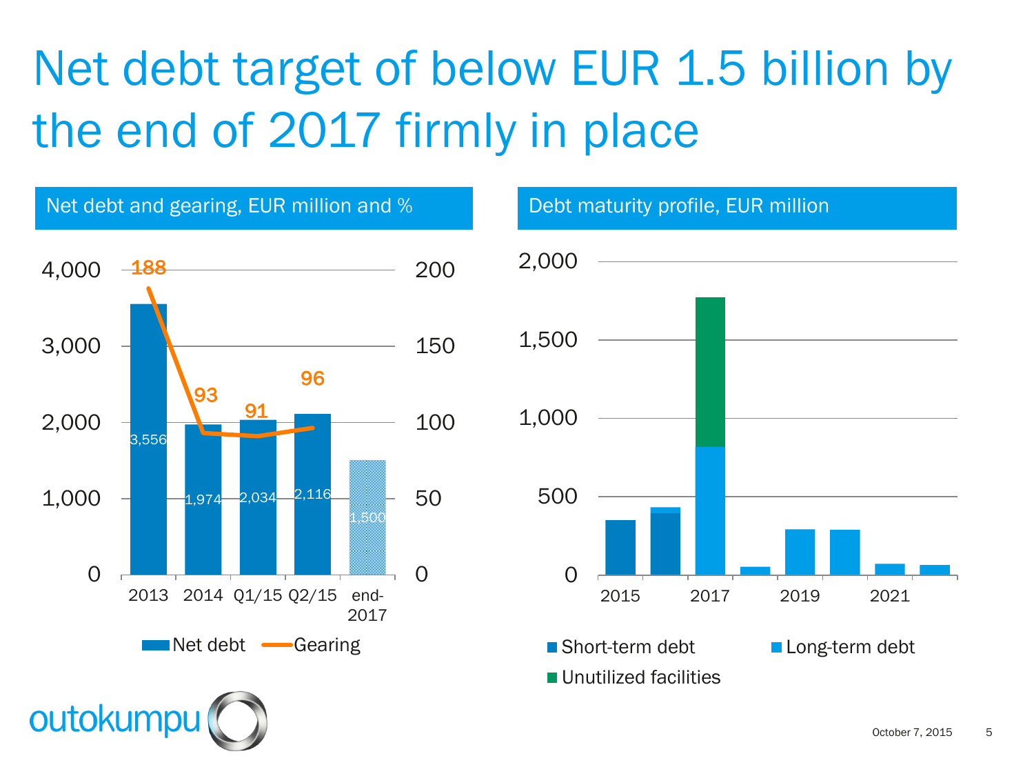# Net debt target of below EUR 1.5 billion by the end of 2017 firmly in place

## Net debt and gearing, EUR million and %

| | 2013 | 2014 | Q1/15 | Q2/15 | end-2017 |
|---|---|---|---|---|---|
| Net debt | 3,556 | 1,974 | 2,034 | 2,116 | 1,500 |
| Gearing | 188 | 93 | 91 | 96 | |

## Debt maturity profile, EUR million

Short-term debt | Long-term debt | Unutilized facilities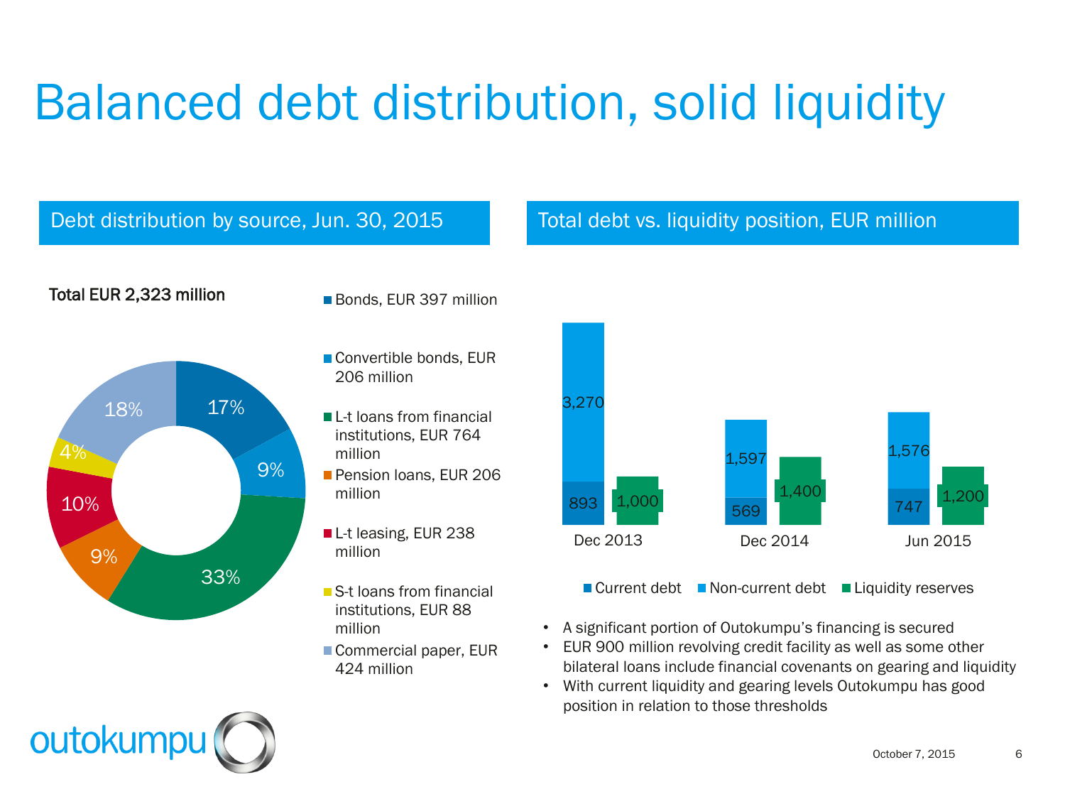# Balanced debt distribution, solid liquidity

## Debt distribution by source, Jun. 30, 2015

**Total EUR 2,323 million**

| Source | Amount | Share |
|---|---|---|
| Bonds | EUR 397 million | 17% |
| Convertible bonds | EUR 206 million | 9% |
| L-t loans from financial institutions | EUR 764 million | 33% |
| Pension loans | EUR 206 million | 9% |
| L-t leasing | EUR 238 million | 10% |
| S-t loans from financial institutions | EUR 88 million | 4% |
| Commercial paper | EUR 424 million | 18% |

## Total debt vs. liquidity position, EUR million

| | Current debt | Non-current debt | Liquidity reserves |
|---|---|---|---|
| Dec 2013 | 893 | 3,270 | 1,000 |
| Dec 2014 | 569 | 1,597 | 1,400 |
| Jun 2015 | 747 | 1,576 | 1,200 |

- A significant portion of Outokumpu's financing is secured
- EUR 900 million revolving credit facility as well as some other bilateral loans include financial covenants on gearing and liquidity
- With current liquidity and gearing levels Outokumpu has good position in relation to those thresholds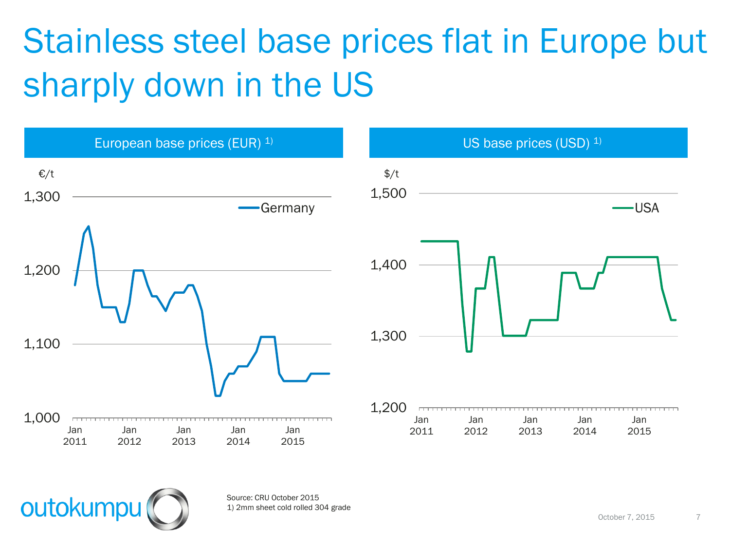# Stainless steel base prices flat in Europe but sharply down in the US

## European base prices (EUR) [1]

€/t

1,300

1,200

1,100

1,000

Germany

Jan 2011 · Jan 2012 · Jan 2013 · Jan 2014 · Jan 2015

## US base prices (USD) [1]

$/t

1,500

1,400

1,300

1,200

USA

Jan 2011 · Jan 2012 · Jan 2013 · Jan 2014 · Jan 2015

Source: CRU October 2015
1) 2mm sheet cold rolled 304 grade

October 7, 2015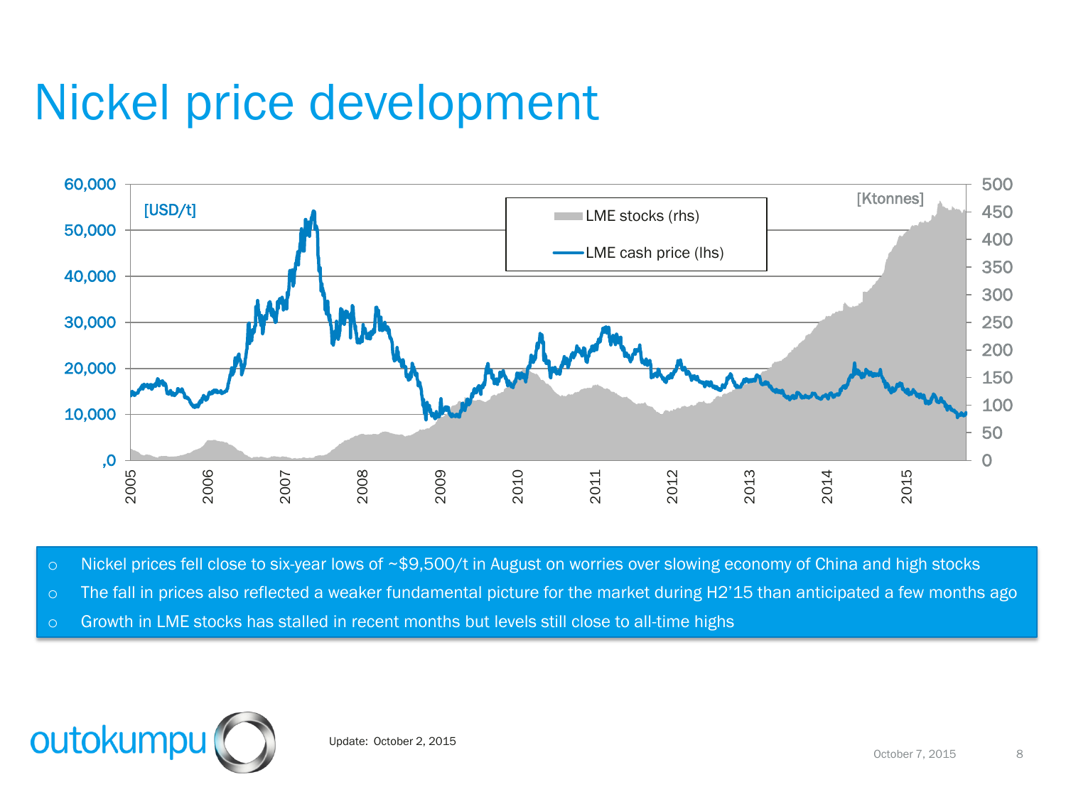# Nickel price development

[USD/t]

[Ktonnes]

- LME stocks (rhs)
- LME cash price (lhs)

- Nickel prices fell close to six-year lows of ~$9,500/t in August on worries over slowing economy of China and high stocks
- The fall in prices also reflected a weaker fundamental picture for the market during H2'15 than anticipated a few months ago
- Growth in LME stocks has stalled in recent months but levels still close to all-time highs

Update: October 2, 2015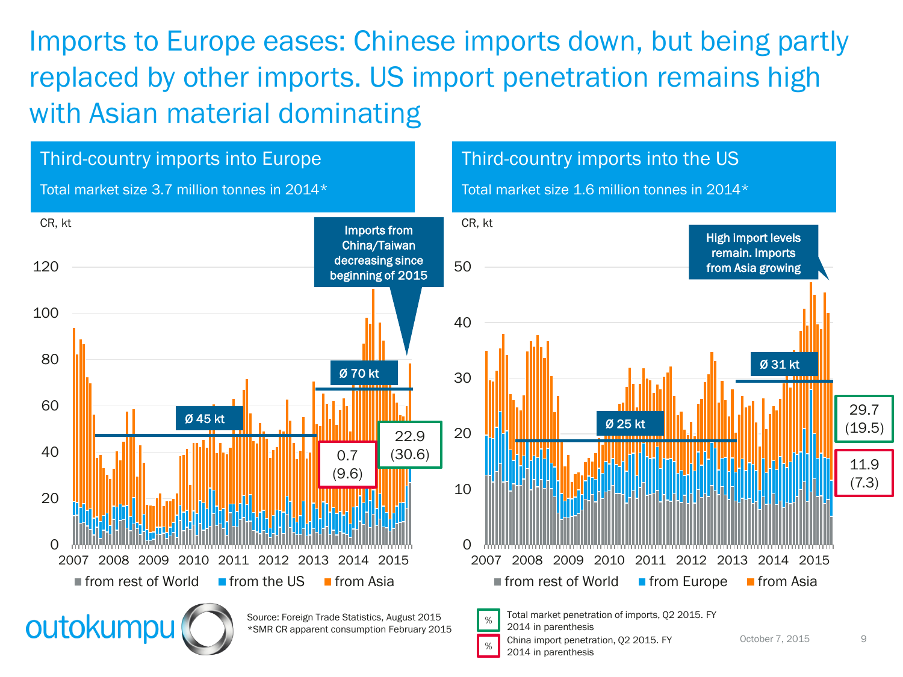# Imports to Europe eases: Chinese imports down, but being partly replaced by other imports. US import penetration remains high with Asian material dominating

## Third-country imports into Europe

Total market size 3.7 million tonnes in 2014*

CR, kt

Imports from China/Taiwan decreasing since beginning of 2015

Ø 45 kt

Ø 70 kt

0.7 (9.6)

22.9 (30.6)

from rest of World | from the US | from Asia

## Third-country imports into the US

Total market size 1.6 million tonnes in 2014*

CR, kt

High import levels remain. Imports from Asia growing

Ø 25 kt

Ø 31 kt

29.7 (19.5)

11.9 (7.3)

from rest of World | from Europe | from Asia

Source: Foreign Trade Statistics, August 2015
*SMR CR apparent consumption February 2015

% Total market penetration of imports, Q2 2015. FY 2014 in parenthesis

% China import penetration, Q2 2015. FY 2014 in parenthesis

October 7, 2015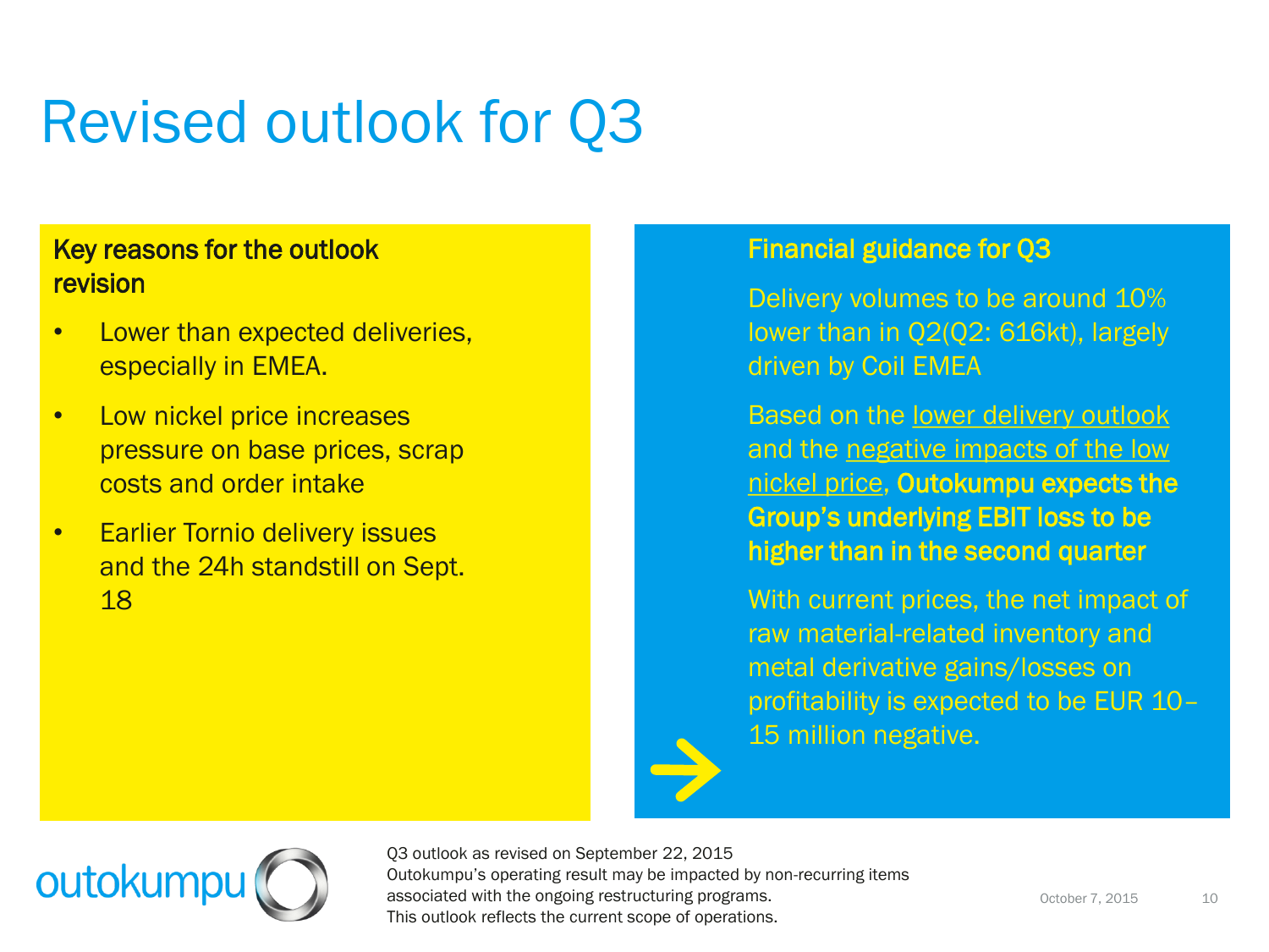# Revised outlook for Q3

## Key reasons for the outlook revision

- Lower than expected deliveries, especially in EMEA.
- Low nickel price increases pressure on base prices, scrap costs and order intake
- Earlier Tornio delivery issues and the 24h standstill on Sept. 18

## Financial guidance for Q3

Delivery volumes to be around 10% lower than in Q2(Q2: 616kt), largely driven by Coil EMEA

Based on the lower delivery outlook and the negative impacts of the low nickel price, **Outokumpu expects the Group's underlying EBIT loss to be higher than in the second quarter**

With current prices, the net impact of raw material-related inventory and metal derivative gains/losses on profitability is expected to be EUR 10–15 million negative.

Q3 outlook as revised on September 22, 2015
Outokumpu's operating result may be impacted by non-recurring items associated with the ongoing restructuring programs.
This outlook reflects the current scope of operations.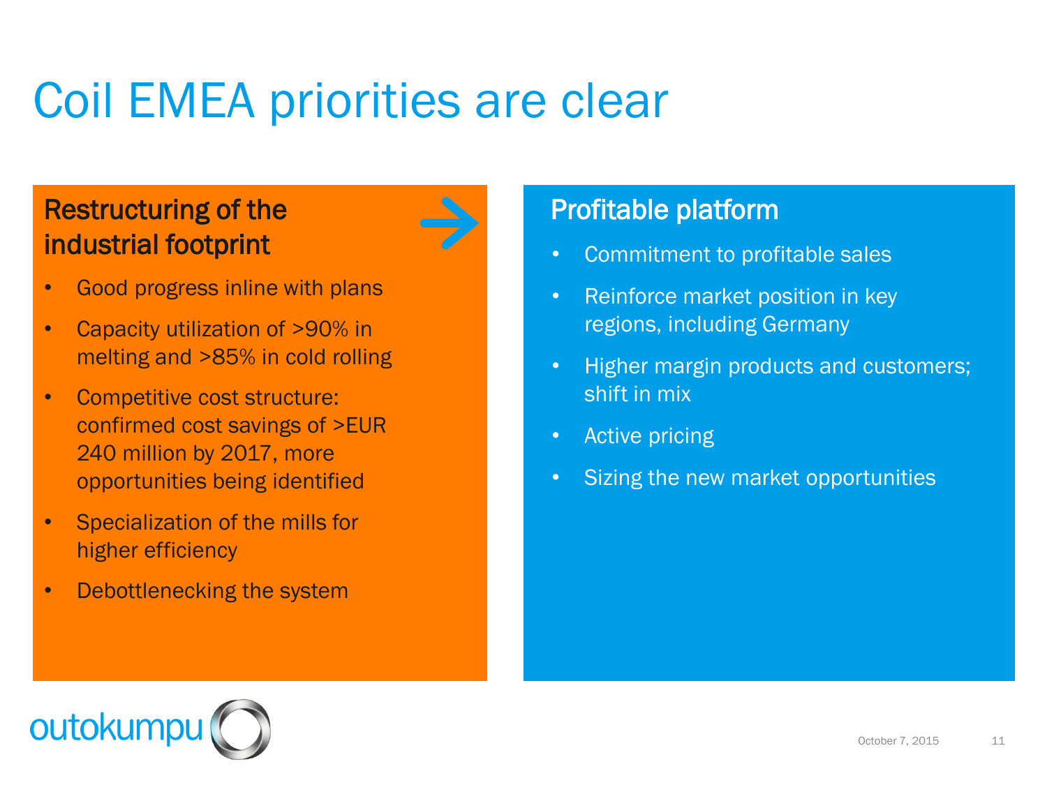# Coil EMEA priorities are clear

## Restructuring of the industrial footprint

- Good progress inline with plans
- Capacity utilization of >90% in melting and >85% in cold rolling
- Competitive cost structure: confirmed cost savings of >EUR 240 million by 2017, more opportunities being identified
- Specialization of the mills for higher efficiency
- Debottlenecking the system

## Profitable platform

- Commitment to profitable sales
- Reinforce market position in key regions, including Germany
- Higher margin products and customers; shift in mix
- Active pricing
- Sizing the new market opportunities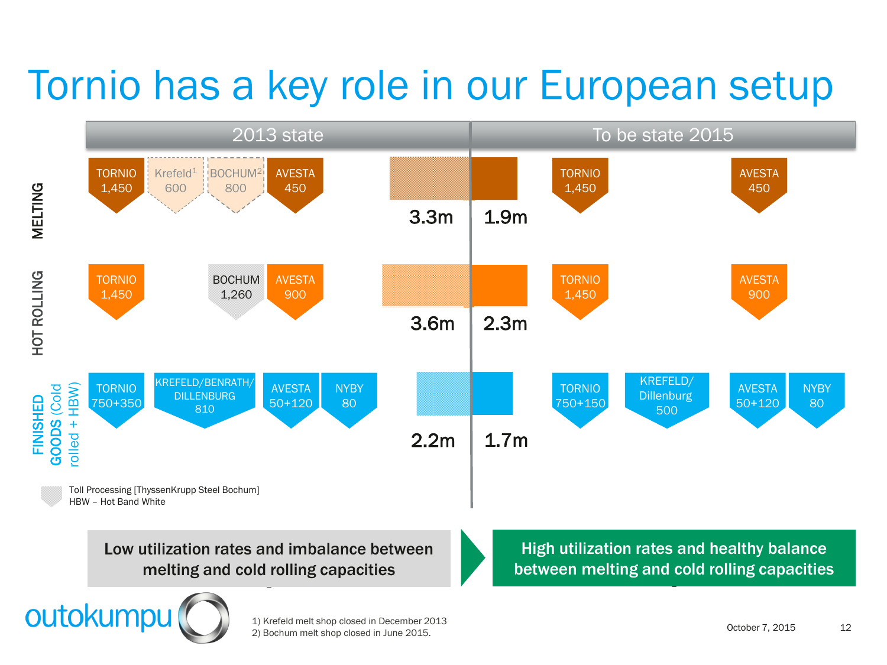# Tornio has a key role in our European setup

**2013 state** | **To be state 2015**

**MELTING**

2013 state: TORNIO 1,450 · Krefeld[1] 600 · BOCHUM[2] 800 · AVESTA 450

3.3m

1.9m

To be state 2015: TORNIO 1,450 · AVESTA 450

**HOT ROLLING**

2013 state: TORNIO 1,450 · BOCHUM 1,260 · AVESTA 900

3.6m

2.3m

To be state 2015: TORNIO 1,450 · AVESTA 900

**FINISHED GOODS (Cold rolled + HBW)**

2013 state: TORNIO 750+350 · KREFELD/BENRATH/ DILLENBURG 810 · AVESTA 50+120 · NYBY 80

2.2m

1.7m

To be state 2015: TORNIO 750+150 · KREFELD/ Dillenburg 500 · AVESTA 50+120 · NYBY 80

Toll Processing [ThyssenKrupp Steel Bochum]
HBW – Hot Band White

**Low utilization rates and imbalance between melting and cold rolling capacities**

**High utilization rates and healthy balance between melting and cold rolling capacities**

1) Krefeld melt shop closed in December 2013
2) Bochum melt shop closed in June 2015.

October 7, 2015